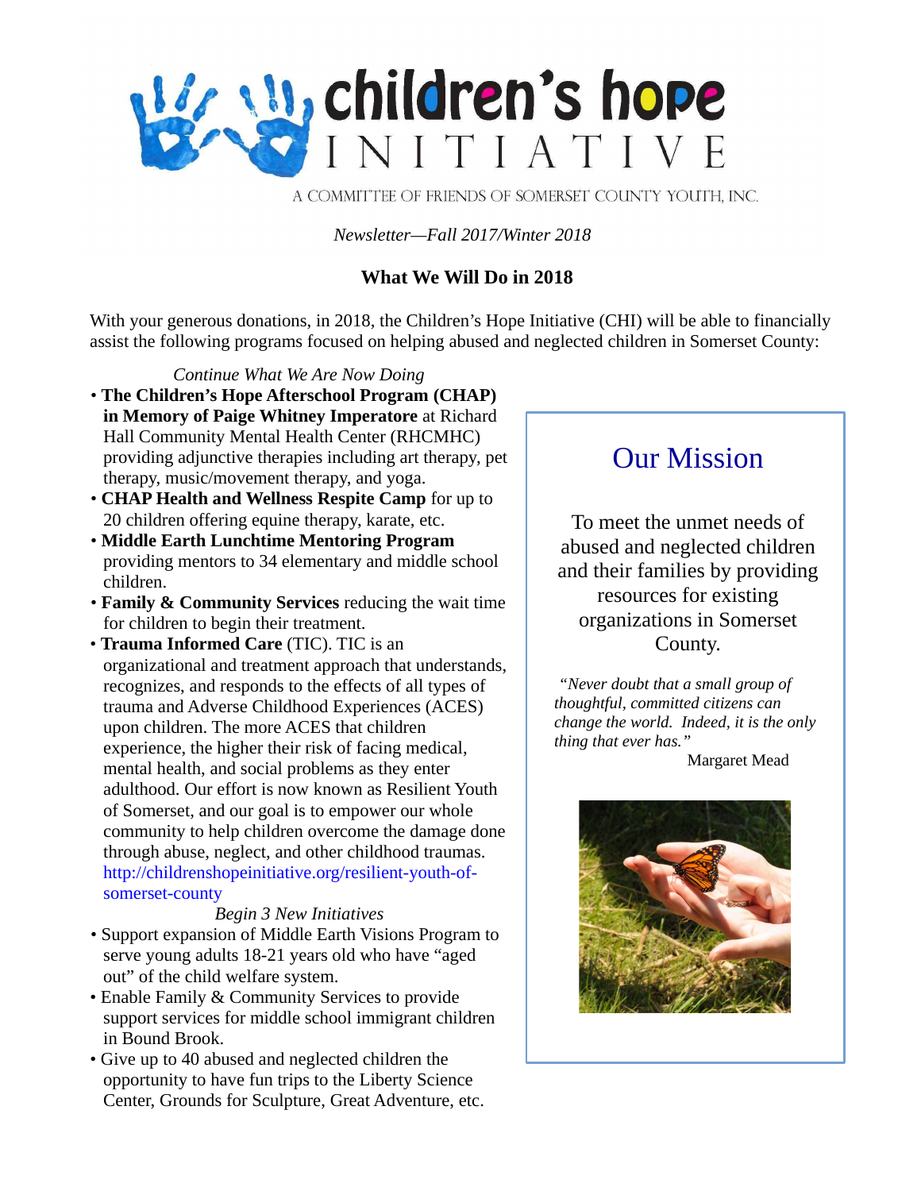# children's hope INITIATIVE

A COMMITTEE OF FRIENDS OF SOMERSET COUNTY YOUTH, INC.

*Newsletter—Fall 2017/Winter 2018*

## What We Will Do in 2018

With your generous donations, in 2018, the Children's Hope Initiative (CHI) will be able to financially assist the following programs focused on helping abused and neglected children in Somerset County:

*Continue What We Are Now Doing*

- **The Children's Hope Afterschool Program (CHAP) in Memory of Paige Whitney Imperatore** at Richard Hall Community Mental Health Center (RHCMHC) providing adjunctive therapies including art therapy, pet therapy, music/movement therapy, and yoga.
- **CHAP Health and Wellness Respite Camp** for up to 20 children offering equine therapy, karate, etc.
- **Middle Earth Lunchtime Mentoring Program** providing mentors to 34 elementary and middle school children.
- **Family & Community Services** reducing the wait time for children to begin their treatment.
- **Trauma Informed Care** (TIC). TIC is an organizational and treatment approach that understands, recognizes, and responds to the effects of all types of trauma and Adverse Childhood Experiences (ACES) upon children. The more ACES that children experience, the higher their risk of facing medical, mental health, and social problems as they enter adulthood. Our effort is now known as Resilient Youth of Somerset, and our goal is to empower our whole community to help children overcome the damage done through abuse, neglect, and other childhood traumas. http://childrenshopeinitiative.org/resilient-youth-of-somerset-county

*Begin 3 New Initiatives*

- Support expansion of Middle Earth Visions Program to serve young adults 18-21 years old who have "aged out" of the child welfare system.
- Enable Family & Community Services to provide support services for middle school immigrant children in Bound Brook.
- Give up to 40 abused and neglected children the opportunity to have fun trips to the Liberty Science Center, Grounds for Sculpture, Great Adventure, etc.

## Our Mission

To meet the unmet needs of abused and neglected children and their families by providing resources for existing organizations in Somerset County.

*"Never doubt that a small group of thoughtful, committed citizens can change the world. Indeed, it is the only thing that ever has."*

Margaret Mead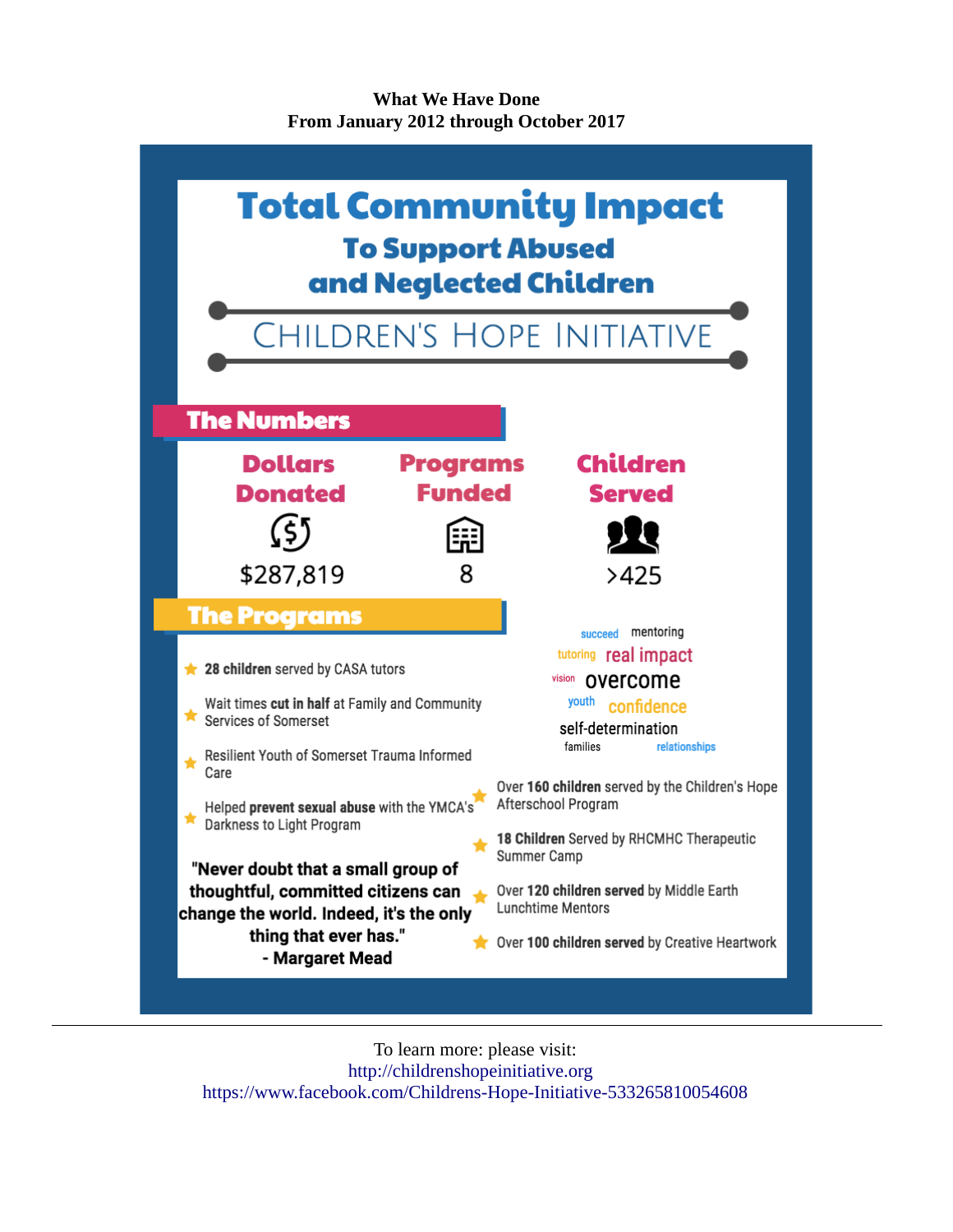**What We Have Done**
**From January 2012 through October 2017**

# Total Community Impact

## To Support Abused and Neglected Children

CHILDREN'S HOPE INITIATIVE

## The Numbers

| Dollars Donated | Programs Funded | Children Served |
| --- | --- | --- |
| $287,819 | 8 | >425 |

## The Programs

- **28 children** served by CASA tutors
- Wait times **cut in half** at Family and Community Services of Somerset
- Resilient Youth of Somerset Trauma Informed Care
- Helped **prevent sexual abuse** with the YMCA's Darkness to Light Program
- Over **160 children** served by the Children's Hope Afterschool Program
- **18 Children** Served by RHCMHC Therapeutic Summer Camp
- Over **120 children served** by Middle Earth Lunchtime Mentors
- Over **100 children served** by Creative Heartwork

succeed mentoring tutoring real impact vision overcome youth confidence self-determination families relationships

**"Never doubt that a small group of thoughtful, committed citizens can change the world. Indeed, it's the only thing that ever has."**
**- Margaret Mead**

---

To learn more: please visit:
http://childrenshopeinitiative.org
https://www.facebook.com/Childrens-Hope-Initiative-533265810054608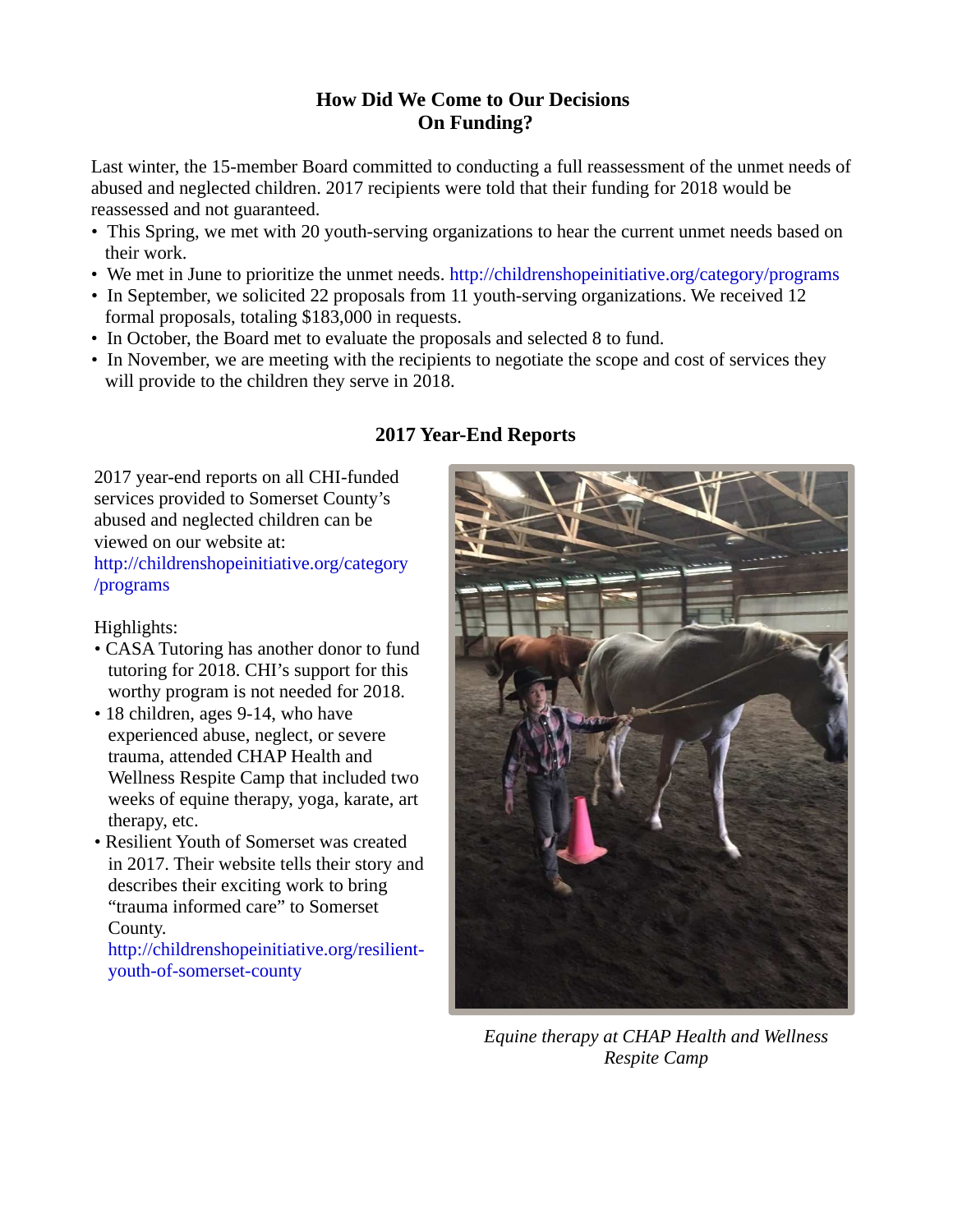## How Did We Come to Our Decisions On Funding?

Last winter, the 15-member Board committed to conducting a full reassessment of the unmet needs of abused and neglected children. 2017 recipients were told that their funding for 2018 would be reassessed and not guaranteed.

- This Spring, we met with 20 youth-serving organizations to hear the current unmet needs based on their work.
- We met in June to prioritize the unmet needs. http://childrenshopeinitiative.org/category/programs
- In September, we solicited 22 proposals from 11 youth-serving organizations. We received 12 formal proposals, totaling $183,000 in requests.
- In October, the Board met to evaluate the proposals and selected 8 to fund.
- In November, we are meeting with the recipients to negotiate the scope and cost of services they will provide to the children they serve in 2018.

## 2017 Year-End Reports

2017 year-end reports on all CHI-funded services provided to Somerset County's abused and neglected children can be viewed on our website at: http://childrenshopeinitiative.org/category/programs

Highlights:

- CASA Tutoring has another donor to fund tutoring for 2018. CHI's support for this worthy program is not needed for 2018.
- 18 children, ages 9-14, who have experienced abuse, neglect, or severe trauma, attended CHAP Health and Wellness Respite Camp that included two weeks of equine therapy, yoga, karate, art therapy, etc.
- Resilient Youth of Somerset was created in 2017. Their website tells their story and describes their exciting work to bring "trauma informed care" to Somerset County. http://childrenshopeinitiative.org/resilient-youth-of-somerset-county

*Equine therapy at CHAP Health and Wellness Respite Camp*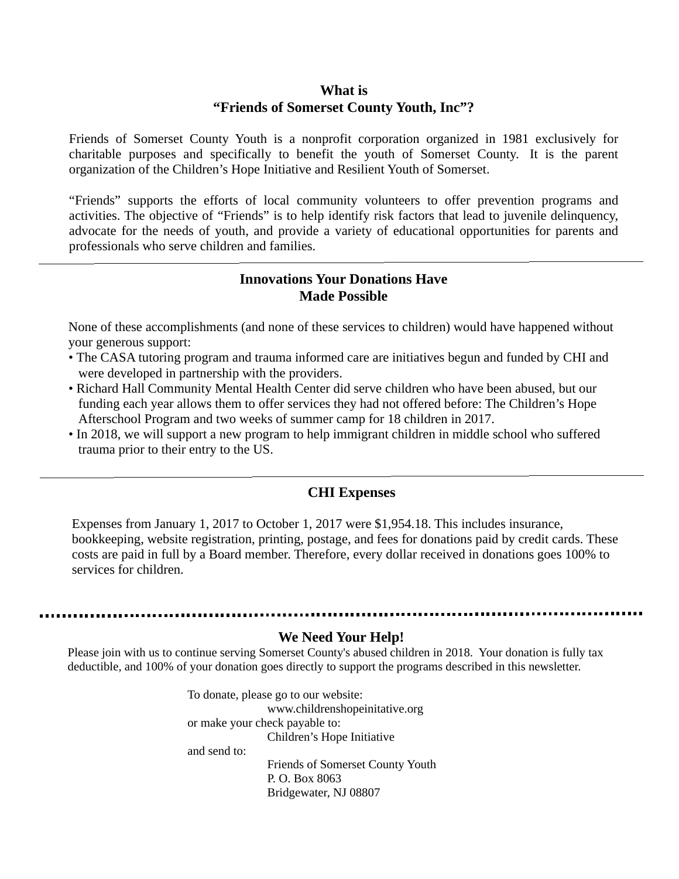## What is
## "Friends of Somerset County Youth, Inc"?

Friends of Somerset County Youth is a nonprofit corporation organized in 1981 exclusively for charitable purposes and specifically to benefit the youth of Somerset County. It is the parent organization of the Children's Hope Initiative and Resilient Youth of Somerset.

"Friends" supports the efforts of local community volunteers to offer prevention programs and activities. The objective of "Friends" is to help identify risk factors that lead to juvenile delinquency, advocate for the needs of youth, and provide a variety of educational opportunities for parents and professionals who serve children and families.

---

## Innovations Your Donations Have
## Made Possible

None of these accomplishments (and none of these services to children) would have happened without your generous support:

- The CASA tutoring program and trauma informed care are initiatives begun and funded by CHI and were developed in partnership with the providers.
- Richard Hall Community Mental Health Center did serve children who have been abused, but our funding each year allows them to offer services they had not offered before: The Children's Hope Afterschool Program and two weeks of summer camp for 18 children in 2017.
- In 2018, we will support a new program to help immigrant children in middle school who suffered trauma prior to their entry to the US.

---

## CHI Expenses

Expenses from January 1, 2017 to October 1, 2017 were $1,954.18. This includes insurance, bookkeeping, website registration, printing, postage, and fees for donations paid by credit cards. These costs are paid in full by a Board member. Therefore, every dollar received in donations goes 100% to services for children.

---

## We Need Your Help!

Please join with us to continue serving Somerset County's abused children in 2018. Your donation is fully tax deductible, and 100% of your donation goes directly to support the programs described in this newsletter.

To donate, please go to our website:
www.childrenshopeinitative.org
or make your check payable to:
Children's Hope Initiative
and send to:
Friends of Somerset County Youth
P. O. Box 8063
Bridgewater, NJ 08807